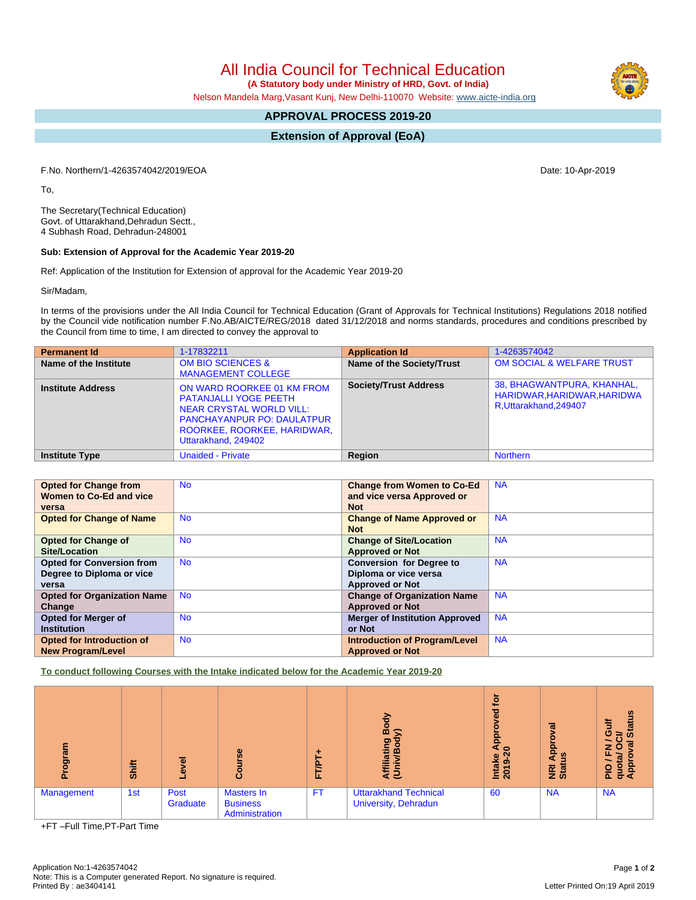# All India Council for Technical Education

**(A Statutory body under Ministry of HRD, Govt. of India)**

Nelson Mandela Marg,Vasant Kunj, New Delhi-110070 Website: www.aicte-india.org

## APPROVAL PROCESS 2019-20

## Extension of Approval (EoA)

F.No. Northern/1-4263574042/2019/EOA

Date: 10-Apr-2019

To,

The Secretary(Technical Education)
Govt. of Uttarakhand,Dehradun Sectt.,
4 Subhash Road, Dehradun-248001

**Sub: Extension of Approval for the Academic Year 2019-20**

Ref: Application of the Institution for Extension of approval for the Academic Year 2019-20

Sir/Madam,

In terms of the provisions under the All India Council for Technical Education (Grant of Approvals for Technical Institutions) Regulations 2018 notified by the Council vide notification number F.No.AB/AICTE/REG/2018 dated 31/12/2018 and norms standards, procedures and conditions prescribed by the Council from time to time, I am directed to convey the approval to

| **Permanent Id** | 1-17832211 | **Application Id** | 1-4263574042 |
|---|---|---|---|
| **Name of the Institute** | OM BIO SCIENCES & MANAGEMENT COLLEGE | **Name of the Society/Trust** | OM SOCIAL & WELFARE TRUST |
| **Institute Address** | ON WARD ROORKEE 01 KM FROM PATANJALLI YOGE PEETH NEAR CRYSTAL WORLD VILL: PANCHAYANPUR PO: DAULATPUR ROORKEE, ROORKEE, HARIDWAR, Uttarakhand, 249402 | **Society/Trust Address** | 38, BHAGWANTPURA, KHANHAL, HARIDWAR,HARIDWAR,HARIDWAR,Uttarakhand,249407 |
| **Institute Type** | Unaided - Private | **Region** | Northern |

| **Opted for Change from Women to Co-Ed and vice versa** | No | **Change from Women to Co-Ed and vice versa Approved or Not** | NA |
|---|---|---|---|
| **Opted for Change of Name** | No | **Change of Name Approved or Not** | NA |
| **Opted for Change of Site/Location** | No | **Change of Site/Location Approved or Not** | NA |
| **Opted for Conversion from Degree to Diploma or vice versa** | No | **Conversion for Degree to Diploma or vice versa Approved or Not** | NA |
| **Opted for Organization Name Change** | No | **Change of Organization Name Approved or Not** | NA |
| **Opted for Merger of Institution** | No | **Merger of Institution Approved or Not** | NA |
| **Opted for Introduction of New Program/Level** | No | **Introduction of Program/Level Approved or Not** | NA |

**To conduct following Courses with the Intake indicated below for the Academic Year 2019-20**

| Program | Shift | Level | Course | FT/PT+ | Affiliating Body (Univ/Body) | Intake Approved for 2019-20 | NRI Approval Status | PIO / FN / Gulf quota/ OCI/ Approval Status |
|---|---|---|---|---|---|---|---|---|
| Management | 1st | Post Graduate | Masters In Business Administration | FT | Uttarakhand Technical University, Dehradun | 60 | NA | NA |

+FT –Full Time,PT-Part Time

Application No:1-4263574042
Note: This is a Computer generated Report. No signature is required.
Printed By : ae3404141

Letter Printed On:19 April 2019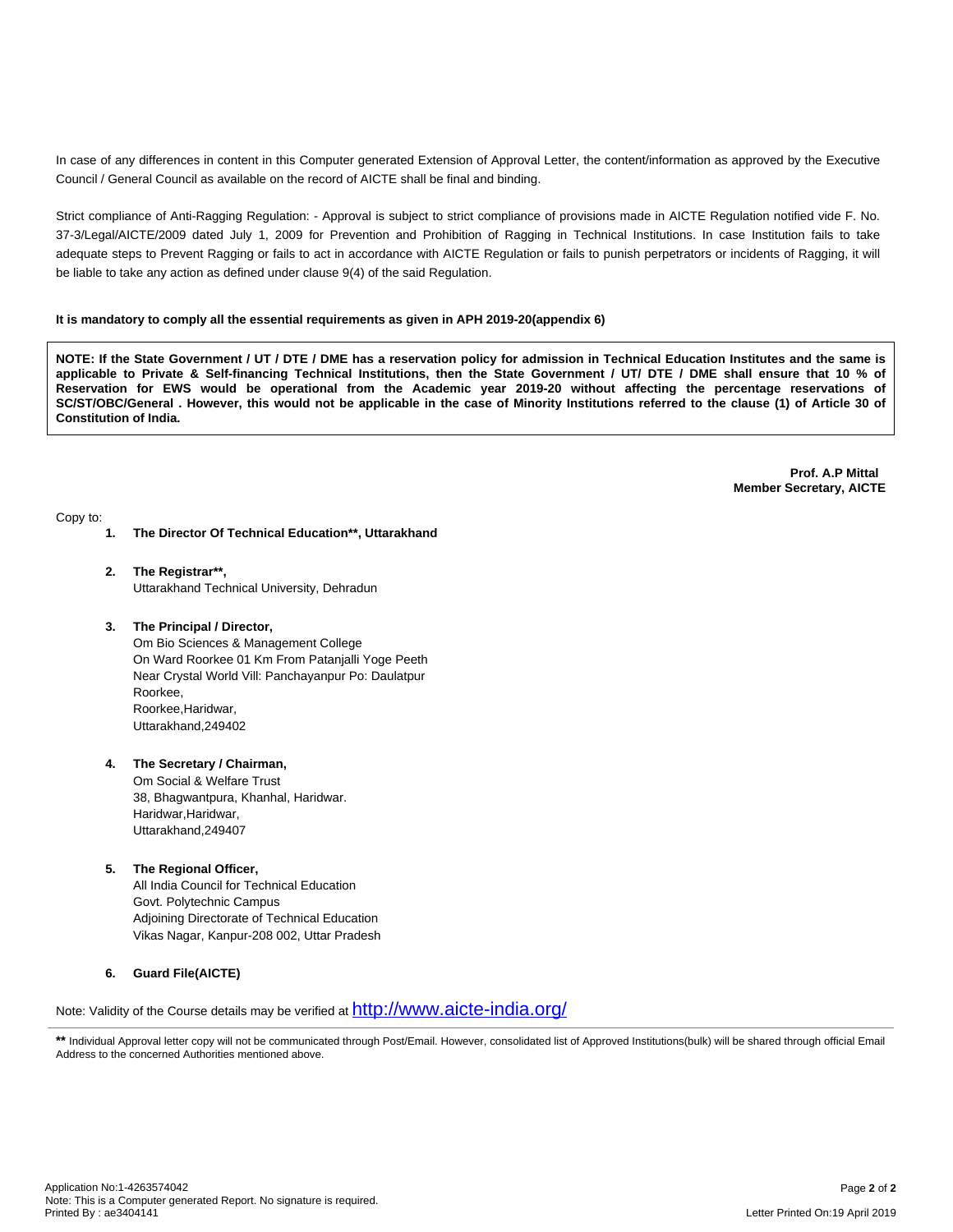In case of any differences in content in this Computer generated Extension of Approval Letter, the content/information as approved by the Executive Council / General Council as available on the record of AICTE shall be final and binding.

Strict compliance of Anti-Ragging Regulation: - Approval is subject to strict compliance of provisions made in AICTE Regulation notified vide F. No. 37-3/Legal/AICTE/2009 dated July 1, 2009 for Prevention and Prohibition of Ragging in Technical Institutions. In case Institution fails to take adequate steps to Prevent Ragging or fails to act in accordance with AICTE Regulation or fails to punish perpetrators or incidents of Ragging, it will be liable to take any action as defined under clause 9(4) of the said Regulation.

**It is mandatory to comply all the essential requirements as given in APH 2019-20(appendix 6)**

**NOTE: If the State Government / UT / DTE / DME has a reservation policy for admission in Technical Education Institutes and the same is applicable to Private & Self-financing Technical Institutions, then the State Government / UT/ DTE / DME shall ensure that 10 % of Reservation for EWS would be operational from the Academic year 2019-20 without affecting the percentage reservations of SC/ST/OBC/General . However, this would not be applicable in the case of Minority Institutions referred to the clause (1) of Article 30 of Constitution of India.**

**Prof. A.P Mittal**
**Member Secretary, AICTE**

Copy to:

1. **The Director Of Technical Education\*\*, Uttarakhand**

2. **The Registrar\*\*,**
   Uttarakhand Technical University, Dehradun

3. **The Principal / Director,**
   Om Bio Sciences & Management College
   On Ward Roorkee 01 Km From Patanjalli Yoge Peeth
   Near Crystal World Vill: Panchayanpur Po: Daulatpur
   Roorkee,
   Roorkee,Haridwar,
   Uttarakhand,249402

4. **The Secretary / Chairman,**
   Om Social & Welfare Trust
   38, Bhagwantpura, Khanhal, Haridwar.
   Haridwar,Haridwar,
   Uttarakhand,249407

5. **The Regional Officer,**
   All India Council for Technical Education
   Govt. Polytechnic Campus
   Adjoining Directorate of Technical Education
   Vikas Nagar, Kanpur-208 002, Uttar Pradesh

6. **Guard File(AICTE)**

Note: Validity of the Course details may be verified at http://www.aicte-india.org/

---

**\*\*** Individual Approval letter copy will not be communicated through Post/Email. However, consolidated list of Approved Institutions(bulk) will be shared through official Email Address to the concerned Authorities mentioned above.

Application No:1-4263574042
Note: This is a Computer generated Report. No signature is required.
Printed By : ae3404141

Letter Printed On:19 April 2019